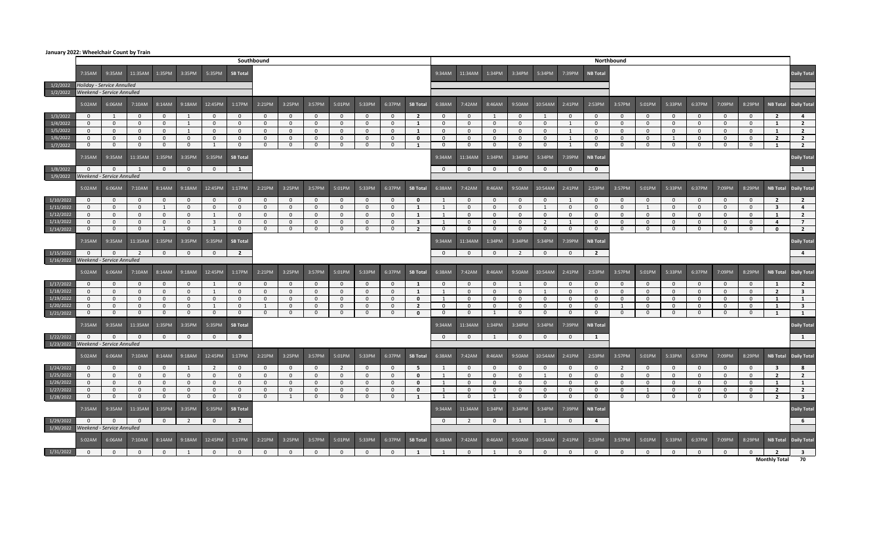**January 2022: Wheelchair Count by Train**

| | Southbound | | | | | | | | | | | | | | Northbound | | | | | | | | | | | | | | |
|---|---|---|---|---|---|---|---|---|---|---|---|---|---|---|---|---|---|---|---|---|---|---|---|---|---|---|---|---|---|
| | 7:35AM | 9:35AM | 11:35AM | 1:35PM | 3:35PM | 5:35PM | SB Total | | | | | | | | 9:34AM | 11:34AM | 1:34PM | 3:34PM | 5:34PM | 7:39PM | NB Total | | | | | | | | Daily Total |
| 1/2/2022 | *Holiday - Service Annulled* | | | | | | | | | | | | | | | | | | | | | | | | | | | | |
| 1/2/2022 | *Weekend - Service Annulled* | | | | | | | | | | | | | | | | | | | | | | | | | | | | |
| | 5:02AM | 6:06AM | 7:10AM | 8:14AM | 9:18AM | 12:45PM | 1:17PM | 2:21PM | 3:25PM | 3:57PM | 5:01PM | 5:33PM | 6:37PM | SB Total | 6:38AM | 7:42AM | 8:46AM | 9:50AM | 10:54AM | 2:41PM | 2:53PM | 3:57PM | 5:01PM | 5:33PM | 6:37PM | 7:09PM | 8:29PM | NB Total | Daily Total |
| 1/3/2022 | 0 | 1 | 0 | 0 | 1 | 0 | 0 | 0 | 0 | 0 | 0 | 0 | 0 | **2** | 0 | 0 | 1 | 0 | 1 | 0 | 0 | 0 | 0 | 0 | 0 | 0 | 0 | **2** | **4** |
| 1/4/2022 | 0 | 0 | 0 | 0 | 1 | 0 | 0 | 0 | 0 | 0 | 0 | 0 | 0 | **1** | 0 | 0 | 0 | 0 | 0 | 1 | 0 | 0 | 0 | 0 | 0 | 0 | 0 | **1** | **2** |
| 1/5/2022 | 0 | 0 | 0 | 0 | 1 | 0 | 0 | 0 | 0 | 0 | 0 | 0 | 0 | **1** | 0 | 0 | 0 | 0 | 0 | 1 | 0 | 0 | 0 | 0 | 0 | 0 | 0 | **1** | **2** |
| 1/6/2022 | 0 | 0 | 0 | 0 | 0 | 0 | 0 | 0 | 0 | 0 | 0 | 0 | 0 | **0** | 0 | 0 | 0 | 0 | 0 | 1 | 0 | 0 | 0 | 1 | 0 | 0 | 0 | **2** | **2** |
| 1/7/2022 | 0 | 0 | 0 | 0 | 0 | 1 | 0 | 0 | 0 | 0 | 0 | 0 | 0 | **1** | 0 | 0 | 0 | 0 | 0 | 1 | 0 | 0 | 0 | 0 | 0 | 0 | 0 | **1** | **2** |
| | 7:35AM | 9:35AM | 11:35AM | 1:35PM | 3:35PM | 5:35PM | SB Total | | | | | | | | 9:34AM | 11:34AM | 1:34PM | 3:34PM | 5:34PM | 7:39PM | NB Total | | | | | | | | Daily Total |
| 1/8/2022 | 0 | 0 | 1 | 0 | 0 | 0 | **1** | | | | | | | | 0 | 0 | 0 | 0 | 0 | 0 | **0** | | | | | | | | **1** |
| 1/9/2022 | *Weekend - Service Annulled* | | | | | | | | | | | | | | | | | | | | | | | | | | | | |
| | 5:02AM | 6:06AM | 7:10AM | 8:14AM | 9:18AM | 12:45PM | 1:17PM | 2:21PM | 3:25PM | 3:57PM | 5:01PM | 5:33PM | 6:37PM | SB Total | 6:38AM | 7:42AM | 8:46AM | 9:50AM | 10:54AM | 2:41PM | 2:53PM | 3:57PM | 5:01PM | 5:33PM | 6:37PM | 7:09PM | 8:29PM | NB Total | Daily Total |
| 1/10/2022 | 0 | 0 | 0 | 0 | 0 | 0 | 0 | 0 | 0 | 0 | 0 | 0 | 0 | **0** | 1 | 0 | 0 | 0 | 0 | 1 | 0 | 0 | 0 | 0 | 0 | 0 | 0 | **2** | **2** |
| 1/11/2022 | 0 | 0 | 0 | 1 | 0 | 0 | 0 | 0 | 0 | 0 | 0 | 0 | 0 | **1** | 1 | 0 | 0 | 0 | 1 | 0 | 0 | 0 | 1 | 0 | 0 | 0 | 0 | **3** | **4** |
| 1/12/2022 | 0 | 0 | 0 | 0 | 0 | 1 | 0 | 0 | 0 | 0 | 0 | 0 | 0 | **1** | 1 | 0 | 0 | 0 | 0 | 0 | 0 | 0 | 0 | 0 | 0 | 0 | 0 | **1** | **2** |
| 1/13/2022 | 0 | 0 | 0 | 0 | 0 | 3 | 0 | 0 | 0 | 0 | 0 | 0 | 0 | **3** | 1 | 0 | 0 | 0 | 2 | 1 | 0 | 0 | 0 | 0 | 0 | 0 | 0 | **4** | **7** |
| 1/14/2022 | 0 | 0 | 0 | 1 | 0 | 1 | 0 | 0 | 0 | 0 | 0 | 0 | 0 | **2** | 0 | 0 | 0 | 0 | 0 | 0 | 0 | 0 | 0 | 0 | 0 | 0 | 0 | **0** | **2** |
| | 7:35AM | 9:35AM | 11:35AM | 1:35PM | 3:35PM | 5:35PM | SB Total | | | | | | | | 9:34AM | 11:34AM | 1:34PM | 3:34PM | 5:34PM | 7:39PM | NB Total | | | | | | | | Daily Total |
| 1/15/2022 | 0 | 0 | 2 | 0 | 0 | 0 | **2** | | | | | | | | 0 | 0 | 0 | 2 | 0 | 0 | **2** | | | | | | | | **4** |
| 1/16/2022 | *Weekend - Service Annulled* | | | | | | | | | | | | | | | | | | | | | | | | | | | | |
| | 5:02AM | 6:06AM | 7:10AM | 8:14AM | 9:18AM | 12:45PM | 1:17PM | 2:21PM | 3:25PM | 3:57PM | 5:01PM | 5:33PM | 6:37PM | SB Total | 6:38AM | 7:42AM | 8:46AM | 9:50AM | 10:54AM | 2:41PM | 2:53PM | 3:57PM | 5:01PM | 5:33PM | 6:37PM | 7:09PM | 8:29PM | NB Total | Daily Total |
| 1/17/2022 | 0 | 0 | 0 | 0 | 0 | 1 | 0 | 0 | 0 | 0 | 0 | 0 | 0 | **1** | 0 | 0 | 0 | 1 | 0 | 0 | 0 | 0 | 0 | 0 | 0 | 0 | 0 | **1** | **2** |
| 1/18/2022 | 0 | 0 | 0 | 0 | 0 | 1 | 0 | 0 | 0 | 0 | 0 | 0 | 0 | **1** | 1 | 0 | 0 | 0 | 1 | 0 | 0 | 0 | 0 | 0 | 0 | 0 | 0 | **2** | **3** |
| 1/19/2022 | 0 | 0 | 0 | 0 | 0 | 0 | 0 | 0 | 0 | 0 | 0 | 0 | 0 | **0** | 1 | 0 | 0 | 0 | 0 | 0 | 0 | 0 | 0 | 0 | 0 | 0 | 0 | **1** | **1** |
| 1/20/2022 | 0 | 0 | 0 | 0 | 0 | 1 | 0 | 1 | 0 | 0 | 0 | 0 | 0 | **2** | 0 | 0 | 0 | 0 | 0 | 0 | 0 | 1 | 0 | 0 | 0 | 0 | 0 | **1** | **3** |
| 1/21/2022 | 0 | 0 | 0 | 0 | 0 | 0 | 0 | 0 | 0 | 0 | 0 | 0 | 0 | **0** | 0 | 0 | 1 | 0 | 0 | 0 | 0 | 0 | 0 | 0 | 0 | 0 | 0 | **1** | **1** |
| | 7:35AM | 9:35AM | 11:35AM | 1:35PM | 3:35PM | 5:35PM | SB Total | | | | | | | | 9:34AM | 11:34AM | 1:34PM | 3:34PM | 5:34PM | 7:39PM | NB Total | | | | | | | | Daily Total |
| 1/22/2022 | 0 | 0 | 0 | 0 | 0 | 0 | **0** | | | | | | | | 0 | 0 | 1 | 0 | 0 | 0 | **1** | | | | | | | | **1** |
| 1/23/2022 | *Weekend - Service Annulled* | | | | | | | | | | | | | | | | | | | | | | | | | | | | |
| | 5:02AM | 6:06AM | 7:10AM | 8:14AM | 9:18AM | 12:45PM | 1:17PM | 2:21PM | 3:25PM | 3:57PM | 5:01PM | 5:33PM | 6:37PM | SB Total | 6:38AM | 7:42AM | 8:46AM | 9:50AM | 10:54AM | 2:41PM | 2:53PM | 3:57PM | 5:01PM | 5:33PM | 6:37PM | 7:09PM | 8:29PM | NB Total | Daily Total |
| 1/24/2022 | 0 | 0 | 0 | 0 | 1 | 2 | 0 | 0 | 0 | 0 | 2 | 0 | 0 | **5** | 1 | 0 | 0 | 0 | 0 | 0 | 0 | 2 | 0 | 0 | 0 | 0 | 0 | **3** | **8** |
| 1/25/2022 | 0 | 0 | 0 | 0 | 0 | 0 | 0 | 0 | 0 | 0 | 0 | 0 | 0 | **0** | 1 | 0 | 0 | 0 | 1 | 0 | 0 | 0 | 0 | 0 | 0 | 0 | 0 | **2** | **2** |
| 1/26/2022 | 0 | 0 | 0 | 0 | 0 | 0 | 0 | 0 | 0 | 0 | 0 | 0 | 0 | **0** | 1 | 0 | 0 | 0 | 0 | 0 | 0 | 0 | 0 | 0 | 0 | 0 | 0 | **1** | **1** |
| 1/27/2022 | 0 | 0 | 0 | 0 | 0 | 0 | 0 | 0 | 0 | 0 | 0 | 0 | 0 | **0** | 1 | 0 | 0 | 0 | 0 | 0 | 0 | 0 | 1 | 0 | 0 | 0 | 0 | **2** | **2** |
| 1/28/2022 | 0 | 0 | 0 | 0 | 0 | 0 | 0 | 0 | 1 | 0 | 0 | 0 | 0 | **1** | 1 | 0 | 1 | 0 | 0 | 0 | 0 | 0 | 0 | 0 | 0 | 0 | 0 | **2** | **3** |
| | 7:35AM | 9:35AM | 11:35AM | 1:35PM | 3:35PM | 5:35PM | SB Total | | | | | | | | 9:34AM | 11:34AM | 1:34PM | 3:34PM | 5:34PM | 7:39PM | NB Total | | | | | | | | Daily Total |
| 1/29/2022 | 0 | 0 | 0 | 0 | 2 | 0 | **2** | | | | | | | | 0 | 2 | 0 | 1 | 1 | 0 | **4** | | | | | | | | **6** |
| 1/30/2022 | *Weekend - Service Annulled* | | | | | | | | | | | | | | | | | | | | | | | | | | | | |
| | 5:02AM | 6:06AM | 7:10AM | 8:14AM | 9:18AM | 12:45PM | 1:17PM | 2:21PM | 3:25PM | 3:57PM | 5:01PM | 5:33PM | 6:37PM | SB Total | 6:38AM | 7:42AM | 8:46AM | 9:50AM | 10:54AM | 2:41PM | 2:53PM | 3:57PM | 5:01PM | 5:33PM | 6:37PM | 7:09PM | 8:29PM | NB Total | Daily Total |
| 1/31/2022 | 0 | 0 | 0 | 0 | 1 | 0 | 0 | 0 | 0 | 0 | 0 | 0 | 0 | **1** | 1 | 0 | 1 | 0 | 0 | 0 | 0 | 0 | 0 | 0 | 0 | 0 | 0 | **2** | **3** |
| | | | | | | | | | | | | | | | | | | | | | | | | | | | | **Monthly Total** | **70** |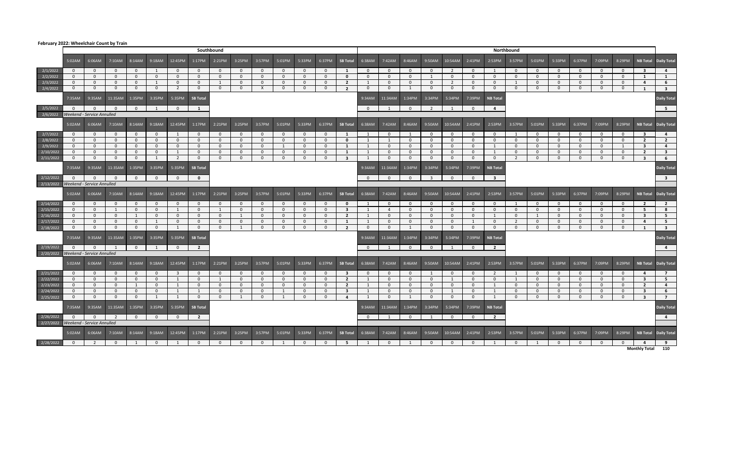**February 2022: Wheelchair Count by Train**

| | Southbound | | | | | | | | | | | | | | Northbound | | | | | | | | | | | | | | |
|---|---|---|---|---|---|---|---|---|---|---|---|---|---|---|---|---|---|---|---|---|---|---|---|---|---|---|---|---|---|
| | 5:02AM | 6:06AM | 7:10AM | 8:14AM | 9:18AM | 12:45PM | 1:17PM | 2:21PM | 3:25PM | 3:57PM | 5:01PM | 5:33PM | 6:37PM | SB Total | 6:38AM | 7:42AM | 8:46AM | 9:50AM | 10:54AM | 2:41PM | 2:53PM | 3:57PM | 5:01PM | 5:33PM | 6:37PM | 7:09PM | 8:29PM | NB Total | Daily Total |
| 2/1/2022 | 0 | 0 | 0 | 0 | 1 | 0 | 0 | 0 | 0 | 0 | 0 | 0 | 0 | **1** | 0 | 0 | 0 | 0 | 2 | 0 | 1 | 0 | 0 | 0 | 0 | 0 | 0 | **3** | **4** |
| 2/2/2022 | 0 | 0 | 0 | 0 | 0 | 0 | 0 | 0 | 0 | 0 | 0 | 0 | 0 | **0** | 0 | 0 | 0 | 1 | 0 | 0 | 0 | 0 | 0 | 0 | 0 | 0 | 0 | **1** | **1** |
| 2/3/2022 | 0 | 0 | 0 | 0 | 1 | 0 | 0 | 1 | 0 | 0 | 0 | 0 | 0 | **2** | 1 | 0 | 0 | 0 | 2 | 0 | 0 | 1 | 0 | 0 | 0 | 0 | 0 | **4** | **6** |
| 2/4/2022 | 0 | 0 | 0 | 0 | 0 | 2 | 0 | 0 | 0 | X | 0 | 0 | 0 | **2** | 0 | 0 | 1 | 0 | 0 | 0 | 0 | 0 | 0 | 0 | 0 | 0 | 0 | **1** | **3** |
| | 7:35AM | 9:35AM | 11:35AM | 1:35PM | 3:35PM | 5:35PM | SB Total | | | | | | | | 9:34AM | 11:34AM | 1:34PM | 3:34PM | 5:34PM | 7:39PM | NB Total | | | | | | | | Daily Total |
| 2/5/2022 | 0 | 0 | 0 | 0 | 1 | 0 | **1** | | | | | | | | 0 | 1 | 0 | 2 | 1 | 0 | **4** | | | | | | | | **5** |
| 2/6/2022 | *Weekend - Service Annulled* | | | | | | | | | | | | | | | | | | | | | | | | | | | | |
| | 5:02AM | 6:06AM | 7:10AM | 8:14AM | 9:18AM | 12:45PM | 1:17PM | 2:21PM | 3:25PM | 3:57PM | 5:01PM | 5:33PM | 6:37PM | SB Total | 6:38AM | 7:42AM | 8:46AM | 9:50AM | 10:54AM | 2:41PM | 2:53PM | 3:57PM | 5:01PM | 5:33PM | 6:37PM | 7:09PM | 8:29PM | NB Total | Daily Total |
| 2/7/2022 | 0 | 0 | 0 | 0 | 0 | 1 | 0 | 0 | 0 | 0 | 0 | 0 | 0 | **1** | 1 | 0 | 1 | 0 | 0 | 0 | 0 | 1 | 0 | 0 | 0 | 0 | 0 | **3** | **4** |
| 2/8/2022 | 0 | 0 | 0 | 0 | 0 | 0 | 0 | 0 | 0 | 0 | 0 | 0 | 0 | **0** | 1 | 1 | 0 | 0 | 0 | 0 | 0 | 0 | 0 | 0 | 0 | 0 | 0 | **2** | **2** |
| 2/9/2022 | 0 | 0 | 0 | 0 | 0 | 0 | 0 | 0 | 0 | 0 | 1 | 0 | 0 | **1** | 1 | 0 | 0 | 0 | 0 | 0 | 1 | 0 | 0 | 0 | 0 | 0 | 1 | **3** | **4** |
| 2/10/2022 | 0 | 0 | 0 | 0 | 0 | 1 | 0 | 0 | 0 | 0 | 0 | 0 | 0 | **1** | 1 | 0 | 0 | 0 | 0 | 0 | 1 | 0 | 0 | 0 | 0 | 0 | 0 | **2** | **3** |
| 2/11/2022 | 0 | 0 | 0 | 0 | 1 | 2 | 0 | 0 | 0 | 0 | 0 | 0 | 0 | **3** | 1 | 0 | 0 | 0 | 0 | 0 | 0 | 2 | 0 | 0 | 0 | 0 | 0 | **3** | **6** |
| | 7:35AM | 9:35AM | 11:35AM | 1:35PM | 3:35PM | 5:35PM | SB Total | | | | | | | | 9:34AM | 11:34AM | 1:34PM | 3:34PM | 5:34PM | 7:39PM | NB Total | | | | | | | | Daily Total |
| 2/12/2022 | 0 | 0 | 0 | 0 | 0 | 0 | **0** | | | | | | | | 0 | 0 | 0 | 3 | 0 | 0 | **3** | | | | | | | | **3** |
| 2/13/2022 | *Weekend - Service Annulled* | | | | | | | | | | | | | | | | | | | | | | | | | | | | |
| | 5:02AM | 6:06AM | 7:10AM | 8:14AM | 9:18AM | 12:45PM | 1:17PM | 2:21PM | 3:25PM | 3:57PM | 5:01PM | 5:33PM | 6:37PM | SB Total | 6:38AM | 7:42AM | 8:46AM | 9:50AM | 10:54AM | 2:41PM | 2:53PM | 3:57PM | 5:01PM | 5:33PM | 6:37PM | 7:09PM | 8:29PM | NB Total | Daily Total |
| 2/14/2022 | 0 | 0 | 0 | 0 | 0 | 0 | 0 | 0 | 0 | 0 | 0 | 0 | 0 | **0** | 1 | 0 | 0 | 0 | 0 | 0 | 0 | 1 | 0 | 0 | 0 | 0 | 0 | **2** | **2** |
| 2/15/2022 | 0 | 0 | 1 | 0 | 0 | 1 | 0 | 1 | 0 | 0 | 0 | 0 | 0 | **3** | 1 | 4 | 0 | 0 | 0 | 0 | 0 | 0 | 0 | 0 | 0 | 0 | 0 | **5** | **8** |
| 2/16/2022 | 0 | 0 | 0 | 1 | 0 | 0 | 0 | 0 | 1 | 0 | 0 | 0 | 0 | **2** | 1 | 0 | 0 | 0 | 0 | 0 | 1 | 0 | 1 | 0 | 0 | 0 | 0 | **3** | **5** |
| 2/17/2022 | 0 | 0 | 0 | 0 | 1 | 0 | 0 | 0 | 0 | 0 | 0 | 0 | 0 | **1** | 1 | 0 | 0 | 0 | 0 | 1 | 0 | 2 | 0 | 0 | 0 | 0 | 0 | **4** | **5** |
| 2/18/2022 | 0 | 0 | 0 | 0 | 0 | 1 | 0 | 0 | 1 | 0 | 0 | 0 | 0 | **2** | 0 | 0 | 1 | 0 | 0 | 0 | 0 | 0 | 0 | 0 | 0 | 0 | 0 | **1** | **3** |
| | 7:35AM | 9:35AM | 11:35AM | 1:35PM | 3:35PM | 5:35PM | SB Total | | | | | | | | 9:34AM | 11:34AM | 1:34PM | 3:34PM | 5:34PM | 7:39PM | NB Total | | | | | | | | Daily Total |
| 2/19/2022 | 0 | 0 | 1 | 0 | 1 | 0 | **2** | | | | | | | | 0 | 1 | 0 | 0 | 1 | 0 | **2** | | | | | | | | **4** |
| 2/20/2022 | *Weekend - Service Annulled* | | | | | | | | | | | | | | | | | | | | | | | | | | | | |
| | 5:02AM | 6:06AM | 7:10AM | 8:14AM | 9:18AM | 12:45PM | 1:17PM | 2:21PM | 3:25PM | 3:57PM | 5:01PM | 5:33PM | 6:37PM | SB Total | 6:38AM | 7:42AM | 8:46AM | 9:50AM | 10:54AM | 2:41PM | 2:53PM | 3:57PM | 5:01PM | 5:33PM | 6:37PM | 7:09PM | 8:29PM | NB Total | Daily Total |
| 2/21/2022 | 0 | 0 | 0 | 0 | 0 | 3 | 0 | 0 | 0 | 0 | 0 | 0 | 0 | **3** | 0 | 0 | 0 | 1 | 0 | 0 | 2 | 1 | 0 | 0 | 0 | 0 | 0 | **4** | **7** |
| 2/22/2022 | 0 | 0 | 0 | 0 | 0 | 1 | 0 | 1 | 0 | 0 | 0 | 0 | 0 | **2** | 1 | 0 | 0 | 0 | 1 | 0 | 0 | 1 | 0 | 0 | 0 | 0 | 0 | **3** | **5** |
| 2/23/2022 | 0 | 0 | 0 | 1 | 0 | 1 | 0 | 0 | 0 | 0 | 0 | 0 | 0 | **2** | 1 | 0 | 0 | 0 | 0 | 0 | 1 | 0 | 0 | 0 | 0 | 0 | 0 | **2** | **4** |
| 2/24/2022 | 0 | 0 | 0 | 0 | 0 | 1 | 1 | 0 | 0 | 0 | 1 | 0 | 0 | **3** | 1 | 0 | 0 | 0 | 0 | 1 | 1 | 0 | 0 | 0 | 0 | 0 | 0 | **3** | **6** |
| 2/25/2022 | 0 | 0 | 0 | 0 | 1 | 1 | 0 | 0 | 1 | 0 | 1 | 0 | 0 | **4** | 1 | 0 | 1 | 0 | 0 | 0 | 1 | 0 | 0 | 0 | 0 | 0 | 0 | **3** | **7** |
| | 7:35AM | 9:35AM | 11:35AM | 1:35PM | 3:35PM | 5:35PM | SB Total | | | | | | | | 9:34AM | 11:34AM | 1:34PM | 3:34PM | 5:34PM | 7:39PM | NB Total | | | | | | | | Daily Total |
| 2/26/2022 | 0 | 0 | 2 | 0 | 0 | 0 | **2** | | | | | | | | 0 | 1 | 0 | 1 | 0 | 0 | **2** | | | | | | | | **4** |
| 2/27/2022 | *Weekend - Service Annulled* | | | | | | | | | | | | | | | | | | | | | | | | | | | | |
| | 5:02AM | 6:06AM | 7:10AM | 8:14AM | 9:18AM | 12:45PM | 1:17PM | 2:21PM | 3:25PM | 3:57PM | 5:01PM | 5:33PM | 6:37PM | SB Total | 6:38AM | 7:42AM | 8:46AM | 9:50AM | 10:54AM | 2:41PM | 2:53PM | 3:57PM | 5:01PM | 5:33PM | 6:37PM | 7:09PM | 8:29PM | NB Total | Daily Total |
| 2/28/2022 | 0 | 2 | 0 | 1 | 0 | 1 | 0 | 0 | 0 | 0 | 1 | 0 | 0 | **5** | 1 | 0 | 1 | 0 | 0 | 0 | 1 | 0 | 1 | 0 | 0 | 0 | 0 | **4** | **9** |
| | | | | | | | | | | | | | | | | | | | | | | | | | | | | **Monthly Total** | **110** |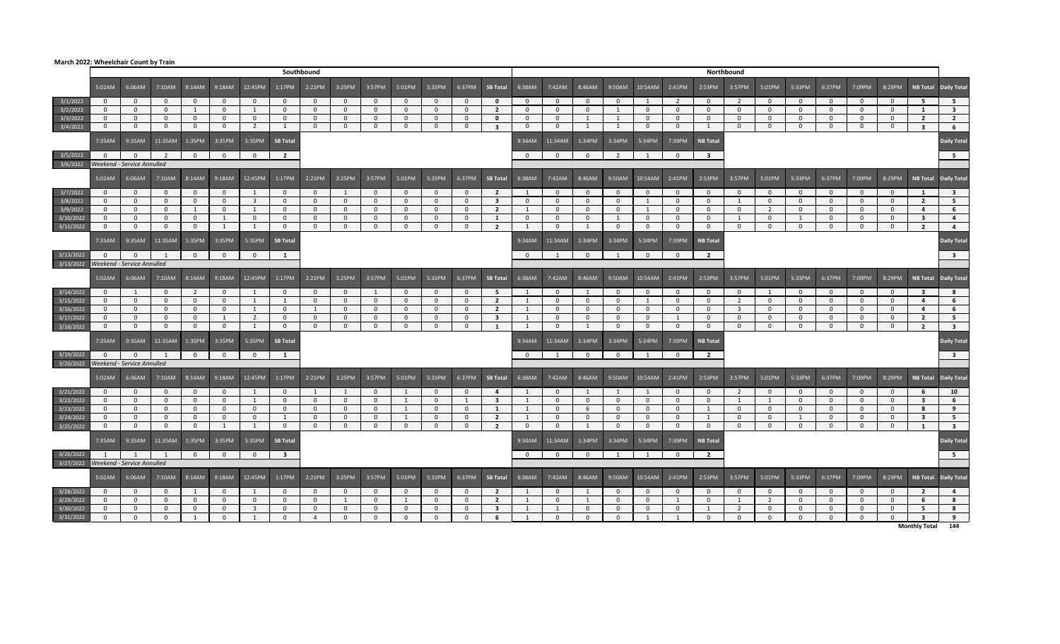## March 2022: Wheelchair Count by Train

| | Southbound | | | | | | | | | | | | | | Northbound | | | | | | | | | | | | | | |
|---|---|---|---|---|---|---|---|---|---|---|---|---|---|---|---|---|---|---|---|---|---|---|---|---|---|---|---|---|---|
| | 5:02AM | 6:06AM | 7:10AM | 8:14AM | 9:18AM | 12:45PM | 1:17PM | 2:21PM | 3:25PM | 3:57PM | 5:01PM | 5:33PM | 6:37PM | SB Total | 6:38AM | 7:42AM | 8:46AM | 9:50AM | 10:54AM | 2:41PM | 2:53PM | 3:57PM | 5:01PM | 5:33PM | 6:37PM | 7:09PM | 8:29PM | NB Total | Daily Total |
| 3/1/2022 | 0 | 0 | 0 | 0 | 0 | 0 | 0 | 0 | 0 | 0 | 0 | 0 | 0 | 0 | 0 | 0 | 0 | 0 | 1 | 2 | 0 | 2 | 0 | 0 | 0 | 0 | 0 | 5 | 5 |
| 3/2/2022 | 0 | 0 | 0 | 1 | 0 | 1 | 0 | 0 | 0 | 0 | 0 | 0 | 0 | 2 | 0 | 0 | 0 | 1 | 0 | 0 | 0 | 0 | 0 | 0 | 0 | 0 | 0 | 1 | 3 |
| 3/3/2022 | 0 | 0 | 0 | 0 | 0 | 0 | 0 | 0 | 0 | 0 | 0 | 0 | 0 | 0 | 0 | 0 | 1 | 1 | 0 | 0 | 0 | 0 | 0 | 0 | 0 | 0 | 0 | 2 | 2 |
| 3/4/2022 | 0 | 0 | 0 | 0 | 0 | 2 | 1 | 0 | 0 | 0 | 0 | 0 | 0 | 3 | 0 | 0 | 1 | 1 | 0 | 0 | 1 | 0 | 0 | 0 | 0 | 0 | 0 | 3 | 6 |
| | 7:35AM | 9:35AM | 11:35AM | 1:35PM | 3:35PM | 5:35PM | SB Total | | | | | | | | 9:34AM | 11:34AM | 1:34PM | 3:34PM | 5:34PM | 7:39PM | NB Total | | | | | | | | Daily Total |
| 3/5/2022 | 0 | 0 | 2 | 0 | 0 | 0 | 2 | | | | | | | | 0 | 0 | 0 | 2 | 1 | 0 | 3 | | | | | | | | 5 |
| 3/6/2022 | Weekend - Service Annulled | | | | | | | | | | | | | | | | | | | | | | | | | | | | |
| | 5:02AM | 6:06AM | 7:10AM | 8:14AM | 9:18AM | 12:45PM | 1:17PM | 2:21PM | 3:25PM | 3:57PM | 5:01PM | 5:33PM | 6:37PM | SB Total | 6:38AM | 7:42AM | 8:46AM | 9:50AM | 10:54AM | 2:41PM | 2:53PM | 3:57PM | 5:01PM | 5:33PM | 6:37PM | 7:09PM | 8:29PM | NB Total | Daily Total |
| 3/7/2022 | 0 | 0 | 0 | 0 | 0 | 1 | 0 | 0 | 1 | 0 | 0 | 0 | 0 | 2 | 1 | 0 | 0 | 0 | 0 | 0 | 0 | 0 | 0 | 0 | 0 | 0 | 0 | 1 | 3 |
| 3/8/2022 | 0 | 0 | 0 | 0 | 0 | 3 | 0 | 0 | 0 | 0 | 0 | 0 | 0 | 3 | 0 | 0 | 0 | 0 | 1 | 0 | 0 | 1 | 0 | 0 | 0 | 0 | 0 | 2 | 5 |
| 3/9/2022 | 0 | 0 | 0 | 1 | 0 | 1 | 0 | 0 | 0 | 0 | 0 | 0 | 0 | 2 | 1 | 0 | 0 | 0 | 1 | 0 | 0 | 0 | 2 | 0 | 0 | 0 | 0 | 4 | 6 |
| 3/10/2022 | 0 | 0 | 0 | 0 | 1 | 0 | 0 | 0 | 0 | 0 | 0 | 0 | 0 | 1 | 0 | 0 | 0 | 1 | 0 | 0 | 0 | 1 | 0 | 1 | 0 | 0 | 0 | 3 | 4 |
| 3/11/2022 | 0 | 0 | 0 | 0 | 1 | 1 | 0 | 0 | 0 | 0 | 0 | 0 | 0 | 2 | 1 | 0 | 1 | 0 | 0 | 0 | 0 | 0 | 0 | 0 | 0 | 0 | 0 | 2 | 4 |
| | 7:35AM | 9:35AM | 11:35AM | 1:35PM | 3:35PM | 5:35PM | SB Total | | | | | | | | 9:34AM | 11:34AM | 1:34PM | 3:34PM | 5:34PM | 7:39PM | NB Total | | | | | | | | Daily Total |
| 3/13/2022 | 0 | 0 | 1 | 0 | 0 | 0 | 1 | | | | | | | | 0 | 1 | 0 | 1 | 0 | 0 | 2 | | | | | | | | 3 |
| 3/13/2022 | Weekend - Service Annulled | | | | | | | | | | | | | | | | | | | | | | | | | | | | |
| | 5:02AM | 6:06AM | 7:10AM | 8:14AM | 9:18AM | 12:45PM | 1:17PM | 2:21PM | 3:25PM | 3:57PM | 5:01PM | 5:33PM | 6:37PM | SB Total | 6:38AM | 7:42AM | 8:46AM | 9:50AM | 10:54AM | 2:41PM | 2:53PM | 3:57PM | 5:01PM | 5:33PM | 6:37PM | 7:09PM | 8:29PM | NB Total | Daily Total |
| 3/14/2022 | 0 | 1 | 0 | 2 | 0 | 1 | 0 | 0 | 0 | 1 | 0 | 0 | 0 | 5 | 1 | 0 | 1 | 0 | 0 | 0 | 0 | 0 | 1 | 0 | 0 | 0 | 0 | 3 | 8 |
| 3/15/2022 | 0 | 0 | 0 | 0 | 0 | 1 | 1 | 0 | 0 | 0 | 0 | 0 | 0 | 2 | 1 | 0 | 0 | 0 | 1 | 0 | 0 | 2 | 0 | 0 | 0 | 0 | 0 | 4 | 6 |
| 3/16/2022 | 0 | 0 | 0 | 0 | 0 | 1 | 0 | 1 | 0 | 0 | 0 | 0 | 0 | 2 | 1 | 0 | 0 | 0 | 0 | 0 | 0 | 3 | 0 | 0 | 0 | 0 | 0 | 4 | 6 |
| 3/17/2022 | 0 | 0 | 0 | 0 | 1 | 2 | 0 | 0 | 0 | 0 | 0 | 0 | 0 | 3 | 1 | 0 | 0 | 0 | 0 | 1 | 0 | 0 | 0 | 0 | 0 | 0 | 0 | 2 | 5 |
| 3/18/2022 | 0 | 0 | 0 | 0 | 0 | 1 | 0 | 0 | 0 | 0 | 0 | 0 | 0 | 1 | 1 | 0 | 1 | 0 | 0 | 0 | 0 | 0 | 0 | 0 | 0 | 0 | 0 | 2 | 3 |
| | 7:35AM | 9:35AM | 11:35AM | 1:35PM | 3:35PM | 5:35PM | SB Total | | | | | | | | 9:34AM | 11:34AM | 1:34PM | 3:34PM | 5:34PM | 7:39PM | NB Total | | | | | | | | Daily Total |
| 3/19/2022 | 0 | 0 | 1 | 0 | 0 | 0 | 1 | | | | | | | | 0 | 1 | 0 | 0 | 1 | 0 | 2 | | | | | | | | 3 |
| 3/20/2022 | Weekend - Service Annulled | | | | | | | | | | | | | | | | | | | | | | | | | | | | |
| | 5:02AM | 6:06AM | 7:10AM | 8:14AM | 9:18AM | 12:45PM | 1:17PM | 2:21PM | 3:25PM | 3:57PM | 5:01PM | 5:33PM | 6:37PM | SB Total | 6:38AM | 7:42AM | 8:46AM | 9:50AM | 10:54AM | 2:41PM | 2:53PM | 3:57PM | 5:01PM | 5:33PM | 6:37PM | 7:09PM | 8:29PM | NB Total | Daily Total |
| 3/21/2022 | 0 | 0 | 0 | 0 | 0 | 1 | 0 | 1 | 1 | 0 | 1 | 0 | 0 | 4 | 1 | 0 | 1 | 1 | 1 | 0 | 0 | 2 | 0 | 0 | 0 | 0 | 0 | 6 | 10 |
| 3/22/2022 | 0 | 0 | 0 | 0 | 0 | 1 | 0 | 0 | 0 | 0 | 1 | 0 | 1 | 3 | 1 | 0 | 0 | 0 | 0 | 0 | 0 | 1 | 1 | 0 | 0 | 0 | 0 | 3 | 6 |
| 3/23/2022 | 0 | 0 | 0 | 0 | 0 | 0 | 0 | 0 | 0 | 0 | 1 | 0 | 0 | 1 | 1 | 0 | 6 | 0 | 0 | 0 | 1 | 0 | 0 | 0 | 0 | 0 | 0 | 8 | 9 |
| 3/24/2022 | 0 | 0 | 0 | 0 | 0 | 0 | 1 | 0 | 0 | 0 | 1 | 0 | 0 | 2 | 1 | 0 | 0 | 0 | 0 | 0 | 1 | 0 | 0 | 1 | 0 | 0 | 0 | 3 | 5 |
| 3/25/2022 | 0 | 0 | 0 | 0 | 1 | 1 | 0 | 0 | 0 | 0 | 0 | 0 | 0 | 2 | 0 | 0 | 1 | 0 | 0 | 0 | 0 | 0 | 0 | 0 | 0 | 0 | 0 | 1 | 3 |
| | 7:35AM | 9:35AM | 11:35AM | 1:35PM | 3:35PM | 5:35PM | SB Total | | | | | | | | 9:34AM | 11:34AM | 1:34PM | 3:34PM | 5:34PM | 7:39PM | NB Total | | | | | | | | Daily Total |
| 3/26/2022 | 1 | 1 | 1 | 0 | 0 | 0 | 3 | | | | | | | | 0 | 0 | 0 | 1 | 1 | 0 | 2 | | | | | | | | 5 |
| 3/27/2022 | Weekend - Service Annulled | | | | | | | | | | | | | | | | | | | | | | | | | | | | |
| | 5:02AM | 6:06AM | 7:10AM | 8:14AM | 9:18AM | 12:45PM | 1:17PM | 2:21PM | 3:25PM | 3:57PM | 5:01PM | 5:33PM | 6:37PM | SB Total | 6:38AM | 7:42AM | 8:46AM | 9:50AM | 10:54AM | 2:41PM | 2:53PM | 3:57PM | 5:01PM | 5:33PM | 6:37PM | 7:09PM | 8:29PM | NB Total | Daily Total |
| 3/28/2022 | 0 | 0 | 0 | 1 | 0 | 1 | 0 | 0 | 0 | 0 | 0 | 0 | 0 | 2 | 1 | 0 | 1 | 0 | 0 | 0 | 0 | 0 | 0 | 0 | 0 | 0 | 0 | 2 | 4 |
| 3/29/2022 | 0 | 0 | 0 | 0 | 0 | 0 | 0 | 0 | 1 | 0 | 1 | 0 | 0 | 2 | 1 | 0 | 1 | 0 | 0 | 1 | 0 | 1 | 2 | 0 | 0 | 0 | 0 | 6 | 8 |
| 3/30/2022 | 0 | 0 | 0 | 0 | 0 | 3 | 0 | 0 | 0 | 0 | 0 | 0 | 0 | 3 | 1 | 1 | 0 | 0 | 0 | 0 | 1 | 2 | 0 | 0 | 0 | 0 | 0 | 5 | 8 |
| 3/31/2022 | 0 | 0 | 0 | 1 | 0 | 1 | 0 | 4 | 0 | 0 | 0 | 0 | 0 | 6 | 1 | 0 | 0 | 0 | 1 | 1 | 0 | 0 | 0 | 0 | 0 | 0 | 0 | 3 | 9 |
| | | | | | | | | | | | | | | | | | | | | | | | | | | | | Monthly Total | 144 |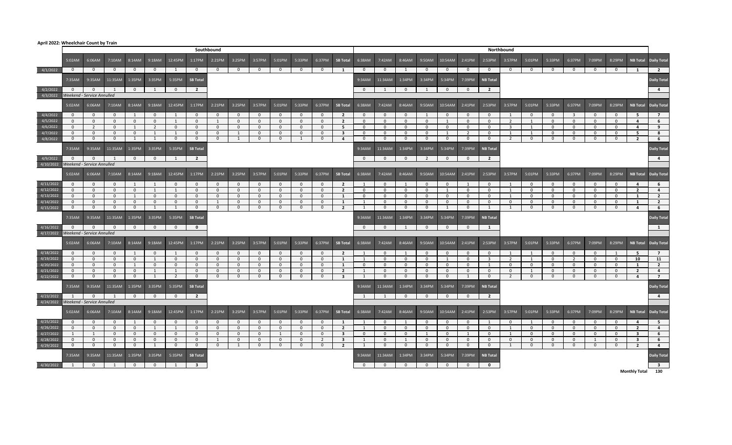# April 2022: Wheelchair Count by Train

| | Southbound | | | | | | | | | | | | | | Northbound | | | | | | | | | | | | | | |
|---|---|---|---|---|---|---|---|---|---|---|---|---|---|---|---|---|---|---|---|---|---|---|---|---|---|---|---|---|---|
| | 5:02AM | 6:06AM | 7:10AM | 8:14AM | 9:18AM | 12:45PM | 1:17PM | 2:21PM | 3:25PM | 3:57PM | 5:01PM | 5:33PM | 6:37PM | SB Total | 6:38AM | 7:42AM | 8:46AM | 9:50AM | 10:54AM | 2:41PM | 2:53PM | 3:57PM | 5:01PM | 5:33PM | 6:37PM | 7:09PM | 8:29PM | NB Total | Daily Total |
| 4/1/2022 | 0 | 0 | 0 | 0 | 0 | 1 | 0 | 0 | 0 | 0 | 0 | 0 | 0 | 1 | 0 | 0 | 1 | 0 | 0 | 0 | 0 | 0 | 0 | 0 | 0 | 0 | 0 | 1 | 2 |
| | 7:35AM | 9:35AM | 11:35AM | 1:35PM | 3:35PM | 5:35PM | SB Total | | | | | | | | 9:34AM | 11:34AM | 1:34PM | 3:34PM | 5:34PM | 7:39PM | NB Total | | | | | | | | Daily Total |
| 4/2/2022 | 0 | 0 | 1 | 0 | 1 | 0 | 2 | | | | | | | | 0 | 1 | 0 | 1 | 0 | 0 | 2 | | | | | | | | 4 |
| 4/3/2022 | Weekend - Service Annulled | | | | | | | | | | | | | | | | | | | | | | | | | | | | |
| | 5:02AM | 6:06AM | 7:10AM | 8:14AM | 9:18AM | 12:45PM | 1:17PM | 2:21PM | 3:25PM | 3:57PM | 5:01PM | 5:33PM | 6:37PM | SB Total | 6:38AM | 7:42AM | 8:46AM | 9:50AM | 10:54AM | 2:41PM | 2:53PM | 3:57PM | 5:01PM | 5:33PM | 6:37PM | 7:09PM | 8:29PM | NB Total | Daily Total |
| 4/4/2022 | 0 | 0 | 0 | 1 | 0 | 1 | 0 | 0 | 0 | 0 | 0 | 0 | 0 | 2 | 0 | 0 | 0 | 1 | 0 | 0 | 0 | 1 | 0 | 0 | 3 | 0 | 0 | 5 | 7 |
| 4/5/2022 | 0 | 0 | 0 | 0 | 0 | 1 | 0 | 1 | 0 | 0 | 0 | 0 | 0 | 2 | 0 | 0 | 0 | 0 | 1 | 0 | 0 | 2 | 1 | 0 | 0 | 0 | 0 | 4 | 6 |
| 4/6/2022 | 0 | 2 | 0 | 1 | 2 | 0 | 0 | 0 | 0 | 0 | 0 | 0 | 0 | 5 | 0 | 0 | 0 | 0 | 0 | 0 | 0 | 3 | 1 | 0 | 0 | 0 | 0 | 4 | 9 |
| 4/7/2022 | 0 | 0 | 0 | 0 | 1 | 1 | 0 | 0 | 1 | 0 | 0 | 0 | 0 | 3 | 0 | 0 | 0 | 0 | 1 | 2 | 0 | 1 | 1 | 0 | 0 | 0 | 0 | 5 | 8 |
| 4/8/2022 | 0 | 0 | 0 | 1 | 1 | 0 | 0 | 0 | 1 | 0 | 0 | 1 | 0 | 4 | 0 | 0 | 0 | 0 | 0 | 0 | 0 | 2 | 0 | 0 | 0 | 0 | 0 | 2 | 6 |
| | 7:35AM | 9:35AM | 11:35AM | 1:35PM | 3:35PM | 5:35PM | SB Total | | | | | | | | 9:34AM | 11:34AM | 1:34PM | 3:34PM | 5:34PM | 7:39PM | NB Total | | | | | | | | Daily Total |
| 4/9/2022 | 0 | 0 | 1 | 0 | 0 | 1 | 2 | | | | | | | | 0 | 0 | 0 | 2 | 0 | 0 | 2 | | | | | | | | 4 |
| 4/10/2022 | Weekend - Service Annulled | | | | | | | | | | | | | | | | | | | | | | | | | | | | |
| | 5:02AM | 6:06AM | 7:10AM | 8:14AM | 9:18AM | 12:45PM | 1:17PM | 2:21PM | 3:25PM | 3:57PM | 5:01PM | 5:33PM | 6:37PM | SB Total | 6:38AM | 7:42AM | 8:46AM | 9:50AM | 10:54AM | 2:41PM | 2:53PM | 3:57PM | 5:01PM | 5:33PM | 6:37PM | 7:09PM | 8:29PM | NB Total | Daily Total |
| 4/11/2022 | 0 | 0 | 0 | 1 | 1 | 0 | 0 | 0 | 0 | 0 | 0 | 0 | 0 | 2 | 1 | 0 | 1 | 0 | 0 | 1 | 0 | 1 | 0 | 0 | 0 | 0 | 0 | 4 | 6 |
| 4/12/2022 | 0 | 0 | 0 | 0 | 1 | 1 | 0 | 0 | 0 | 0 | 0 | 0 | 0 | 2 | 0 | 0 | 0 | 0 | 1 | 0 | 0 | 1 | 0 | 0 | 0 | 0 | 0 | 2 | 4 |
| 4/13/2022 | 0 | 0 | 0 | 1 | 0 | 0 | 0 | 0 | 0 | 0 | 0 | 0 | 0 | 1 | 0 | 0 | 0 | 0 | 0 | 0 | 0 | 1 | 0 | 0 | 0 | 0 | 0 | 1 | 2 |
| 4/14/2022 | 0 | 0 | 0 | 0 | 0 | 0 | 0 | 1 | 0 | 0 | 0 | 0 | 0 | 1 | 1 | 0 | 0 | 0 | 0 | 0 | 0 | 0 | 0 | 0 | 0 | 0 | 0 | 1 | 2 |
| 4/15/2022 | 0 | 0 | 0 | 0 | 1 | 1 | 0 | 0 | 0 | 0 | 0 | 0 | 0 | 2 | 1 | 0 | 0 | 0 | 1 | 0 | 1 | 1 | 0 | 0 | 0 | 0 | 0 | 4 | 6 |
| | 7:35AM | 9:35AM | 11:35AM | 1:35PM | 3:35PM | 5:35PM | SB Total | | | | | | | | 9:34AM | 11:34AM | 1:34PM | 3:34PM | 5:34PM | 7:39PM | NB Total | | | | | | | | Daily Total |
| 4/16/2022 | 0 | 0 | 0 | 0 | 0 | 0 | 0 | | | | | | | | 0 | 0 | 1 | 0 | 0 | 0 | 1 | | | | | | | | 1 |
| 4/17/2022 | Weekend - Service Annulled | | | | | | | | | | | | | | | | | | | | | | | | | | | | |
| | 5:02AM | 6:06AM | 7:10AM | 8:14AM | 9:18AM | 12:45PM | 1:17PM | 2:21PM | 3:25PM | 3:57PM | 5:01PM | 5:33PM | 6:37PM | SB Total | 6:38AM | 7:42AM | 8:46AM | 9:50AM | 10:54AM | 2:41PM | 2:53PM | 3:57PM | 5:01PM | 5:33PM | 6:37PM | 7:09PM | 8:29PM | NB Total | Daily Total |
| 4/18/2022 | 0 | 0 | 0 | 1 | 0 | 1 | 0 | 0 | 0 | 0 | 0 | 0 | 0 | 2 | 1 | 0 | 1 | 0 | 0 | 0 | 0 | 1 | 1 | 0 | 0 | 0 | 1 | 5 | 7 |
| 4/19/2022 | 0 | 0 | 0 | 0 | 1 | 0 | 0 | 0 | 0 | 0 | 0 | 0 | 0 | 1 | 1 | 0 | 0 | 0 | 1 | 0 | 3 | 2 | 1 | 0 | 2 | 0 | 0 | 10 | 11 |
| 4/20/2022 | 0 | 0 | 0 | 1 | 0 | 0 | 0 | 0 | 0 | 0 | 0 | 0 | 0 | 1 | 0 | 0 | 0 | 0 | 0 | 0 | 1 | 0 | 0 | 0 | 0 | 0 | 0 | 1 | 2 |
| 4/21/2022 | 0 | 0 | 0 | 0 | 1 | 1 | 0 | 0 | 0 | 0 | 0 | 0 | 0 | 2 | 1 | 0 | 0 | 0 | 0 | 0 | 0 | 0 | 1 | 0 | 0 | 0 | 0 | 2 | 4 |
| 4/22/2022 | 0 | 0 | 0 | 0 | 1 | 2 | 0 | 0 | 0 | 0 | 0 | 0 | 0 | 3 | 1 | 0 | 0 | 0 | 0 | 1 | 0 | 2 | 0 | 0 | 0 | 0 | 0 | 4 | 7 |
| | 7:35AM | 9:35AM | 11:35AM | 1:35PM | 3:35PM | 5:35PM | SB Total | | | | | | | | 9:34AM | 11:34AM | 1:34PM | 3:34PM | 5:34PM | 7:39PM | NB Total | | | | | | | | Daily Total |
| 4/23/2022 | 1 | 0 | 1 | 0 | 0 | 0 | 2 | | | | | | | | 1 | 1 | 0 | 0 | 0 | 0 | 2 | | | | | | | | 4 |
| 4/24/2022 | Weekend - Service Annulled | | | | | | | | | | | | | | | | | | | | | | | | | | | | |
| | 5:02AM | 6:06AM | 7:10AM | 8:14AM | 9:18AM | 12:45PM | 1:17PM | 2:21PM | 3:25PM | 3:57PM | 5:01PM | 5:33PM | 6:37PM | SB Total | 6:38AM | 7:42AM | 8:46AM | 9:50AM | 10:54AM | 2:41PM | 2:53PM | 3:57PM | 5:01PM | 5:33PM | 6:37PM | 7:09PM | 8:29PM | NB Total | Daily Total |
| 4/25/2022 | 0 | 0 | 0 | 1 | 0 | 0 | 0 | 0 | 0 | 0 | 0 | 0 | 0 | 1 | 1 | 0 | 1 | 0 | 0 | 0 | 1 | 0 | 1 | 0 | 0 | 0 | 0 | 4 | 5 |
| 4/26/2022 | 0 | 0 | 0 | 0 | 1 | 1 | 0 | 0 | 0 | 0 | 0 | 0 | 0 | 2 | 1 | 0 | 0 | 0 | 0 | 0 | 0 | 1 | 0 | 0 | 0 | 0 | 0 | 2 | 4 |
| 4/27/2022 | 1 | 1 | 0 | 0 | 0 | 0 | 0 | 0 | 0 | 0 | 1 | 0 | 0 | 3 | 0 | 0 | 0 | 1 | 0 | 1 | 0 | 1 | 0 | 0 | 0 | 0 | 0 | 3 | 6 |
| 4/28/2022 | 0 | 0 | 0 | 0 | 0 | 0 | 0 | 1 | 0 | 0 | 0 | 0 | 2 | 3 | 1 | 0 | 1 | 0 | 0 | 0 | 0 | 0 | 0 | 0 | 0 | 1 | 0 | 3 | 6 |
| 4/29/2022 | 0 | 0 | 0 | 0 | 1 | 0 | 0 | 0 | 1 | 0 | 0 | 0 | 0 | 2 | 1 | 0 | 0 | 0 | 0 | 0 | 0 | 1 | 0 | 0 | 0 | 0 | 0 | 2 | 4 |
| | 7:35AM | 9:35AM | 11:35AM | 1:35PM | 3:35PM | 5:35PM | SB Total | | | | | | | | 9:34AM | 11:34AM | 1:34PM | 3:34PM | 5:34PM | 7:39PM | NB Total | | | | | | | | Daily Total |
| 4/30/2022 | 1 | 0 | 1 | 0 | 0 | 1 | 3 | | | | | | | | 0 | 0 | 0 | 0 | 0 | 0 | 0 | | | | | | | | 3 |
| | | | | | | | | | | | | | | | | | | | | | | | | | | | | Monthly Total | 130 |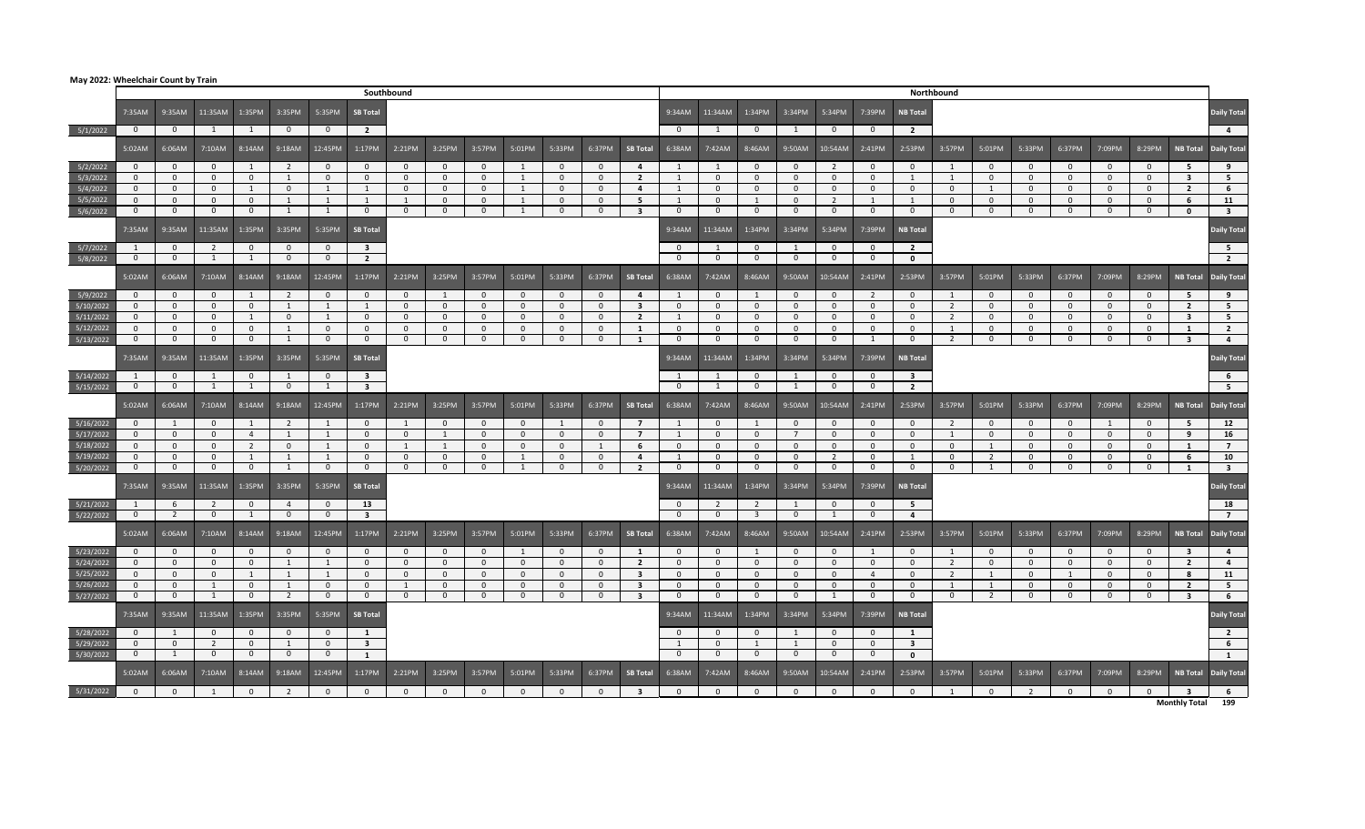**May 2022: Wheelchair Count by Train**

| | Southbound | | | | | | | | | | | | | | Northbound | | | | | | | | | | | | | | |
|---|---|---|---|---|---|---|---|---|---|---|---|---|---|---|---|---|---|---|---|---|---|---|---|---|---|---|---|---|---|
| | 7:35AM | 9:35AM | 11:35AM | 1:35PM | 3:35PM | 5:35PM | SB Total | | | | | | | | 9:34AM | 11:34AM | 1:34PM | 3:34PM | 5:34PM | 7:39PM | NB Total | | | | | | | | Daily Total |
| 5/1/2022 | 0 | 0 | 1 | 1 | 0 | 0 | 2 | | | | | | | | 0 | 1 | 0 | 1 | 0 | 0 | 2 | | | | | | | | 4 |
| | 5:02AM | 6:06AM | 7:10AM | 8:14AM | 9:18AM | 12:45PM | 1:17PM | 2:21PM | 3:25PM | 3:57PM | 5:01PM | 5:33PM | 6:37PM | SB Total | 6:38AM | 7:42AM | 8:46AM | 9:50AM | 10:54AM | 2:41PM | 2:53PM | 3:57PM | 5:01PM | 5:33PM | 6:37PM | 7:09PM | 8:29PM | NB Total | Daily Total |
| 5/2/2022 | 0 | 0 | 0 | 1 | 2 | 0 | 0 | 0 | 0 | 0 | 1 | 0 | 0 | 4 | 1 | 1 | 0 | 0 | 2 | 0 | 0 | 1 | 0 | 0 | 0 | 0 | 0 | 5 | 9 |
| 5/3/2022 | 0 | 0 | 0 | 0 | 1 | 0 | 0 | 0 | 0 | 0 | 1 | 0 | 0 | 2 | 1 | 0 | 0 | 0 | 0 | 0 | 1 | 1 | 0 | 0 | 0 | 0 | 0 | 3 | 5 |
| 5/4/2022 | 0 | 0 | 0 | 1 | 0 | 1 | 1 | 0 | 0 | 0 | 1 | 0 | 0 | 4 | 1 | 0 | 0 | 0 | 0 | 0 | 0 | 0 | 1 | 0 | 0 | 0 | 0 | 2 | 6 |
| 5/5/2022 | 0 | 0 | 0 | 0 | 1 | 1 | 1 | 1 | 0 | 0 | 1 | 0 | 0 | 5 | 1 | 0 | 1 | 0 | 2 | 1 | 1 | 0 | 0 | 0 | 0 | 0 | 0 | 6 | 11 |
| 5/6/2022 | 0 | 0 | 0 | 0 | 1 | 1 | 0 | 0 | 0 | 0 | 1 | 0 | 0 | 3 | 0 | 0 | 0 | 0 | 0 | 0 | 0 | 0 | 0 | 0 | 0 | 0 | 0 | 0 | 3 |
| | 7:35AM | 9:35AM | 11:35AM | 1:35PM | 3:35PM | 5:35PM | SB Total | | | | | | | | 9:34AM | 11:34AM | 1:34PM | 3:34PM | 5:34PM | 7:39PM | NB Total | | | | | | | | Daily Total |
| 5/7/2022 | 1 | 0 | 2 | 0 | 0 | 0 | 3 | | | | | | | | 0 | 1 | 0 | 1 | 0 | 0 | 2 | | | | | | | | 5 |
| 5/8/2022 | 0 | 0 | 1 | 1 | 0 | 0 | 2 | | | | | | | | 0 | 0 | 0 | 0 | 0 | 0 | 0 | | | | | | | | 2 |
| | 5:02AM | 6:06AM | 7:10AM | 8:14AM | 9:18AM | 12:45PM | 1:17PM | 2:21PM | 3:25PM | 3:57PM | 5:01PM | 5:33PM | 6:37PM | SB Total | 6:38AM | 7:42AM | 8:46AM | 9:50AM | 10:54AM | 2:41PM | 2:53PM | 3:57PM | 5:01PM | 5:33PM | 6:37PM | 7:09PM | 8:29PM | NB Total | Daily Total |
| 5/9/2022 | 0 | 0 | 0 | 1 | 2 | 0 | 0 | 0 | 1 | 0 | 0 | 0 | 0 | 4 | 1 | 0 | 1 | 0 | 0 | 2 | 0 | 1 | 0 | 0 | 0 | 0 | 0 | 5 | 9 |
| 5/10/2022 | 0 | 0 | 0 | 0 | 1 | 1 | 1 | 0 | 0 | 0 | 0 | 0 | 0 | 3 | 0 | 0 | 0 | 0 | 0 | 0 | 0 | 2 | 0 | 0 | 0 | 0 | 0 | 2 | 5 |
| 5/11/2022 | 0 | 0 | 0 | 1 | 0 | 1 | 0 | 0 | 0 | 0 | 0 | 0 | 0 | 2 | 1 | 0 | 0 | 0 | 0 | 0 | 0 | 2 | 0 | 0 | 0 | 0 | 0 | 3 | 5 |
| 5/12/2022 | 0 | 0 | 0 | 0 | 1 | 0 | 0 | 0 | 0 | 0 | 0 | 0 | 0 | 1 | 0 | 0 | 0 | 0 | 0 | 0 | 0 | 1 | 0 | 0 | 0 | 0 | 0 | 1 | 2 |
| 5/13/2022 | 0 | 0 | 0 | 0 | 1 | 0 | 0 | 0 | 0 | 0 | 0 | 0 | 0 | 1 | 0 | 0 | 0 | 0 | 0 | 1 | 0 | 2 | 0 | 0 | 0 | 0 | 0 | 3 | 4 |
| | 7:35AM | 9:35AM | 11:35AM | 1:35PM | 3:35PM | 5:35PM | SB Total | | | | | | | | 9:34AM | 11:34AM | 1:34PM | 3:34PM | 5:34PM | 7:39PM | NB Total | | | | | | | | Daily Total |
| 5/14/2022 | 1 | 0 | 1 | 0 | 1 | 0 | 3 | | | | | | | | 1 | 1 | 0 | 1 | 0 | 0 | 3 | | | | | | | | 6 |
| 5/15/2022 | 0 | 0 | 1 | 1 | 0 | 1 | 3 | | | | | | | | 0 | 1 | 0 | 1 | 0 | 0 | 2 | | | | | | | | 5 |
| | 5:02AM | 6:06AM | 7:10AM | 8:14AM | 9:18AM | 12:45PM | 1:17PM | 2:21PM | 3:25PM | 3:57PM | 5:01PM | 5:33PM | 6:37PM | SB Total | 6:38AM | 7:42AM | 8:46AM | 9:50AM | 10:54AM | 2:41PM | 2:53PM | 3:57PM | 5:01PM | 5:33PM | 6:37PM | 7:09PM | 8:29PM | NB Total | Daily Total |
| 5/16/2022 | 0 | 1 | 0 | 1 | 2 | 1 | 0 | 1 | 0 | 0 | 0 | 1 | 0 | 7 | 1 | 0 | 1 | 0 | 0 | 0 | 0 | 2 | 0 | 0 | 0 | 1 | 0 | 5 | 12 |
| 5/17/2022 | 0 | 0 | 0 | 4 | 1 | 1 | 0 | 0 | 1 | 0 | 0 | 0 | 0 | 7 | 1 | 0 | 0 | 7 | 0 | 0 | 0 | 1 | 0 | 0 | 0 | 0 | 0 | 9 | 16 |
| 5/18/2022 | 0 | 0 | 0 | 2 | 0 | 1 | 0 | 1 | 1 | 0 | 0 | 0 | 1 | 6 | 0 | 0 | 0 | 0 | 0 | 0 | 0 | 0 | 1 | 0 | 0 | 0 | 0 | 1 | 7 |
| 5/19/2022 | 0 | 0 | 0 | 1 | 1 | 1 | 0 | 0 | 0 | 0 | 1 | 0 | 0 | 4 | 1 | 0 | 0 | 0 | 2 | 0 | 1 | 0 | 2 | 0 | 0 | 0 | 0 | 6 | 10 |
| 5/20/2022 | 0 | 0 | 0 | 0 | 1 | 0 | 0 | 0 | 0 | 0 | 1 | 0 | 0 | 2 | 0 | 0 | 0 | 0 | 0 | 0 | 0 | 0 | 1 | 0 | 0 | 0 | 0 | 1 | 3 |
| | 7:35AM | 9:35AM | 11:35AM | 1:35PM | 3:35PM | 5:35PM | SB Total | | | | | | | | 9:34AM | 11:34AM | 1:34PM | 3:34PM | 5:34PM | 7:39PM | NB Total | | | | | | | | Daily Total |
| 5/21/2022 | 1 | 6 | 2 | 0 | 4 | 0 | 13 | | | | | | | | 0 | 2 | 2 | 1 | 0 | 0 | 5 | | | | | | | | 18 |
| 5/22/2022 | 0 | 2 | 0 | 1 | 0 | 0 | 3 | | | | | | | | 0 | 0 | 3 | 0 | 1 | 0 | 4 | | | | | | | | 7 |
| | 5:02AM | 6:06AM | 7:10AM | 8:14AM | 9:18AM | 12:45PM | 1:17PM | 2:21PM | 3:25PM | 3:57PM | 5:01PM | 5:33PM | 6:37PM | SB Total | 6:38AM | 7:42AM | 8:46AM | 9:50AM | 10:54AM | 2:41PM | 2:53PM | 3:57PM | 5:01PM | 5:33PM | 6:37PM | 7:09PM | 8:29PM | NB Total | Daily Total |
| 5/23/2022 | 0 | 0 | 0 | 0 | 0 | 0 | 0 | 0 | 0 | 0 | 1 | 0 | 0 | 1 | 0 | 0 | 1 | 0 | 0 | 1 | 0 | 1 | 0 | 0 | 0 | 0 | 0 | 3 | 4 |
| 5/24/2022 | 0 | 0 | 0 | 0 | 1 | 1 | 0 | 0 | 0 | 0 | 0 | 0 | 0 | 2 | 0 | 0 | 0 | 0 | 0 | 0 | 0 | 2 | 0 | 0 | 0 | 0 | 0 | 2 | 4 |
| 5/25/2022 | 0 | 0 | 0 | 1 | 1 | 1 | 0 | 0 | 0 | 0 | 0 | 0 | 0 | 3 | 0 | 0 | 0 | 0 | 0 | 4 | 0 | 2 | 1 | 0 | 1 | 0 | 0 | 8 | 11 |
| 5/26/2022 | 0 | 0 | 1 | 0 | 1 | 0 | 0 | 1 | 0 | 0 | 0 | 0 | 0 | 3 | 0 | 0 | 0 | 0 | 0 | 0 | 0 | 1 | 1 | 0 | 0 | 0 | 0 | 2 | 5 |
| 5/27/2022 | 0 | 0 | 1 | 0 | 2 | 0 | 0 | 0 | 0 | 0 | 0 | 0 | 0 | 3 | 0 | 0 | 0 | 0 | 1 | 0 | 0 | 0 | 2 | 0 | 0 | 0 | 0 | 3 | 6 |
| | 7:35AM | 9:35AM | 11:35AM | 1:35PM | 3:35PM | 5:35PM | SB Total | | | | | | | | 9:34AM | 11:34AM | 1:34PM | 3:34PM | 5:34PM | 7:39PM | NB Total | | | | | | | | Daily Total |
| 5/28/2022 | 0 | 1 | 0 | 0 | 0 | 0 | 1 | | | | | | | | 0 | 0 | 0 | 1 | 0 | 0 | 1 | | | | | | | | 2 |
| 5/29/2022 | 0 | 0 | 2 | 0 | 1 | 0 | 3 | | | | | | | | 1 | 0 | 1 | 1 | 0 | 0 | 3 | | | | | | | | 6 |
| 5/30/2022 | 0 | 1 | 0 | 0 | 0 | 0 | 1 | | | | | | | | 0 | 0 | 0 | 0 | 0 | 0 | 0 | | | | | | | | 1 |
| | 5:02AM | 6:06AM | 7:10AM | 8:14AM | 9:18AM | 12:45PM | 1:17PM | 2:21PM | 3:25PM | 3:57PM | 5:01PM | 5:33PM | 6:37PM | SB Total | 6:38AM | 7:42AM | 8:46AM | 9:50AM | 10:54AM | 2:41PM | 2:53PM | 3:57PM | 5:01PM | 5:33PM | 6:37PM | 7:09PM | 8:29PM | NB Total | Daily Total |
| 5/31/2022 | 0 | 0 | 1 | 0 | 2 | 0 | 0 | 0 | 0 | 0 | 0 | 0 | 0 | 3 | 0 | 0 | 0 | 0 | 0 | 0 | 0 | 1 | 0 | 2 | 0 | 0 | 0 | 3 | 6 |
| | | | | | | | | | | | | | | | | | | | | | | | | | | | | Monthly Total | 199 |